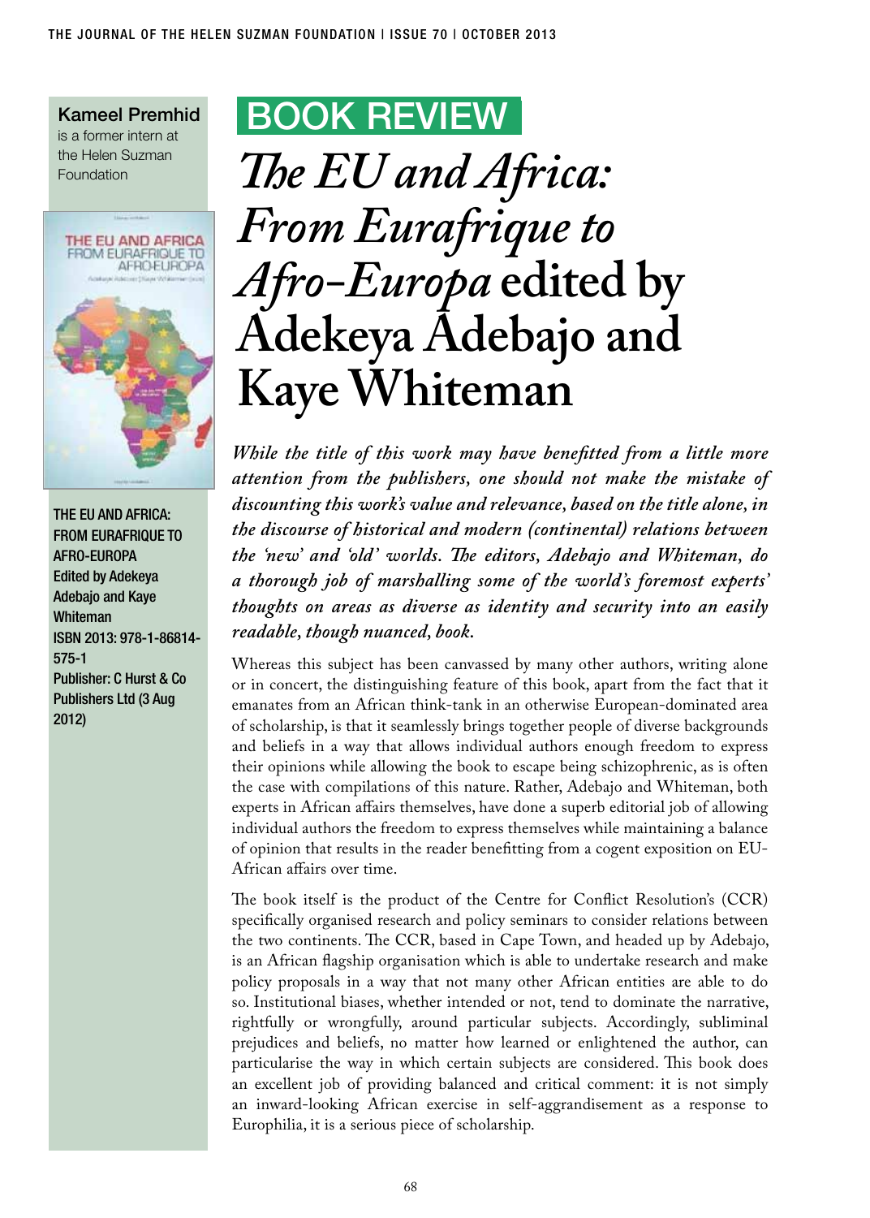**Kameel Premhid** is a former intern at the Helen Suzman Foundation

THE EU AND AFRICA: FROM EURAFRIQUE TO AFRO-EUROPA
Edited by Adekeya Adebajo and Kaye Whiteman
ISBN 2013: 978-1-86814-575-1
Publisher: C Hurst & Co Publishers Ltd (3 Aug 2012)

## BOOK REVIEW

# *The EU and Africa: From Eurafrique to Afro-Europa* edited by Adekeya Adebajo and Kaye Whiteman

***While the title of this work may have benefitted from a little more attention from the publishers, one should not make the mistake of discounting this work's value and relevance, based on the title alone, in the discourse of historical and modern (continental) relations between the 'new' and 'old' worlds. The editors, Adebajo and Whiteman, do a thorough job of marshalling some of the world's foremost experts' thoughts on areas as diverse as identity and security into an easily readable, though nuanced, book.***

Whereas this subject has been canvassed by many other authors, writing alone or in concert, the distinguishing feature of this book, apart from the fact that it emanates from an African think-tank in an otherwise European-dominated area of scholarship, is that it seamlessly brings together people of diverse backgrounds and beliefs in a way that allows individual authors enough freedom to express their opinions while allowing the book to escape being schizophrenic, as is often the case with compilations of this nature. Rather, Adebajo and Whiteman, both experts in African affairs themselves, have done a superb editorial job of allowing individual authors the freedom to express themselves while maintaining a balance of opinion that results in the reader benefitting from a cogent exposition on EU-African affairs over time.

The book itself is the product of the Centre for Conflict Resolution's (CCR) specifically organised research and policy seminars to consider relations between the two continents. The CCR, based in Cape Town, and headed up by Adebajo, is an African flagship organisation which is able to undertake research and make policy proposals in a way that not many other African entities are able to do so. Institutional biases, whether intended or not, tend to dominate the narrative, rightfully or wrongfully, around particular subjects. Accordingly, subliminal prejudices and beliefs, no matter how learned or enlightened the author, can particularise the way in which certain subjects are considered. This book does an excellent job of providing balanced and critical comment: it is not simply an inward-looking African exercise in self-aggrandisement as a response to Europhilia, it is a serious piece of scholarship.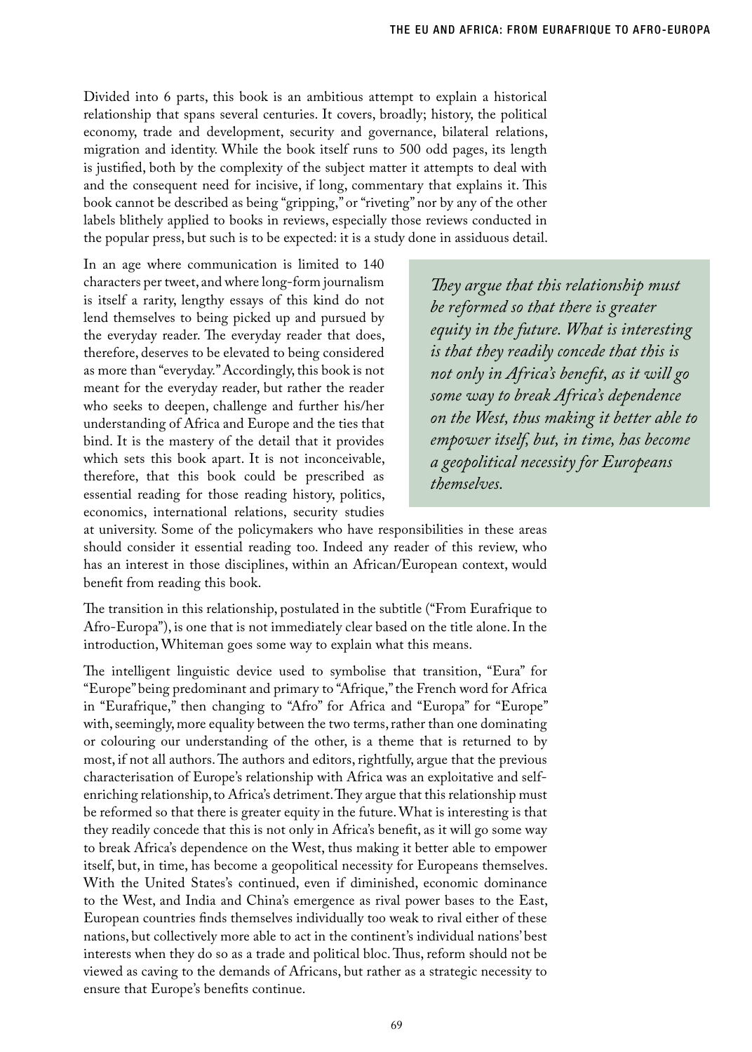Divided into 6 parts, this book is an ambitious attempt to explain a historical relationship that spans several centuries. It covers, broadly; history, the political economy, trade and development, security and governance, bilateral relations, migration and identity. While the book itself runs to 500 odd pages, its length is justified, both by the complexity of the subject matter it attempts to deal with and the consequent need for incisive, if long, commentary that explains it. This book cannot be described as being "gripping," or "riveting" nor by any of the other labels blithely applied to books in reviews, especially those reviews conducted in the popular press, but such is to be expected: it is a study done in assiduous detail.

In an age where communication is limited to 140 characters per tweet, and where long-form journalism is itself a rarity, lengthy essays of this kind do not lend themselves to being picked up and pursued by the everyday reader. The everyday reader that does, therefore, deserves to be elevated to being considered as more than "everyday." Accordingly, this book is not meant for the everyday reader, but rather the reader who seeks to deepen, challenge and further his/her understanding of Africa and Europe and the ties that bind. It is the mastery of the detail that it provides which sets this book apart. It is not inconceivable, therefore, that this book could be prescribed as essential reading for those reading history, politics, economics, international relations, security studies at university. Some of the policymakers who have responsibilities in these areas should consider it essential reading too. Indeed any reader of this review, who has an interest in those disciplines, within an African/European context, would benefit from reading this book.

> *They argue that this relationship must be reformed so that there is greater equity in the future. What is interesting is that they readily concede that this is not only in Africa's benefit, as it will go some way to break Africa's dependence on the West, thus making it better able to empower itself, but, in time, has become a geopolitical necessity for Europeans themselves.*

The transition in this relationship, postulated in the subtitle ("From Eurafrique to Afro-Europa"), is one that is not immediately clear based on the title alone. In the introduction, Whiteman goes some way to explain what this means.

The intelligent linguistic device used to symbolise that transition, "Eura" for "Europe" being predominant and primary to "Afrique," the French word for Africa in "Eurafrique," then changing to "Afro" for Africa and "Europa" for "Europe" with, seemingly, more equality between the two terms, rather than one dominating or colouring our understanding of the other, is a theme that is returned to by most, if not all authors. The authors and editors, rightfully, argue that the previous characterisation of Europe's relationship with Africa was an exploitative and self-enriching relationship, to Africa's detriment. They argue that this relationship must be reformed so that there is greater equity in the future. What is interesting is that they readily concede that this is not only in Africa's benefit, as it will go some way to break Africa's dependence on the West, thus making it better able to empower itself, but, in time, has become a geopolitical necessity for Europeans themselves. With the United States's continued, even if diminished, economic dominance to the West, and India and China's emergence as rival power bases to the East, European countries finds themselves individually too weak to rival either of these nations, but collectively more able to act in the continent's individual nations' best interests when they do so as a trade and political bloc. Thus, reform should not be viewed as caving to the demands of Africans, but rather as a strategic necessity to ensure that Europe's benefits continue.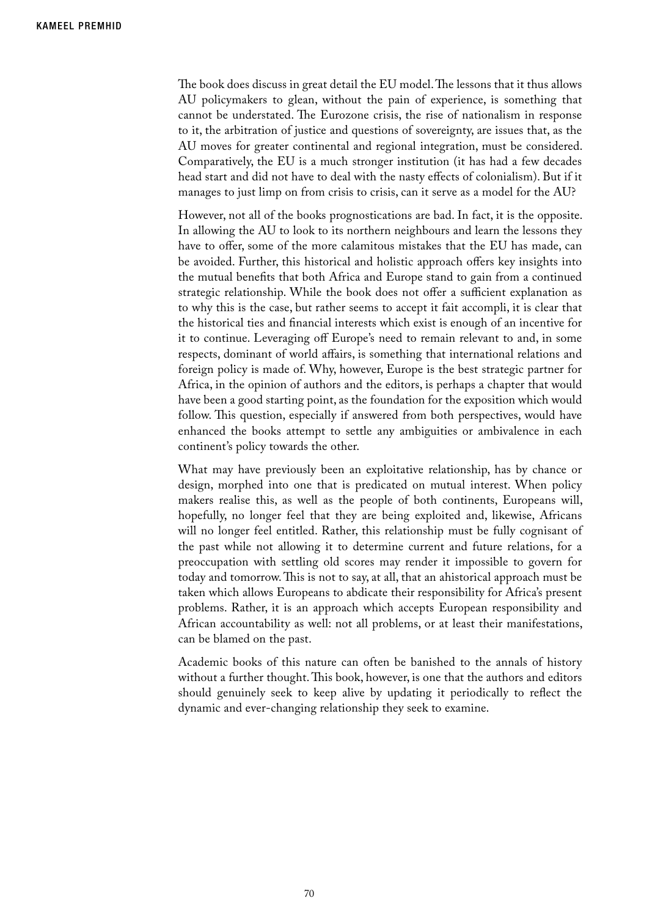The book does discuss in great detail the EU model. The lessons that it thus allows AU policymakers to glean, without the pain of experience, is something that cannot be understated. The Eurozone crisis, the rise of nationalism in response to it, the arbitration of justice and questions of sovereignty, are issues that, as the AU moves for greater continental and regional integration, must be considered. Comparatively, the EU is a much stronger institution (it has had a few decades head start and did not have to deal with the nasty effects of colonialism). But if it manages to just limp on from crisis to crisis, can it serve as a model for the AU?

However, not all of the books prognostications are bad. In fact, it is the opposite. In allowing the AU to look to its northern neighbours and learn the lessons they have to offer, some of the more calamitous mistakes that the EU has made, can be avoided. Further, this historical and holistic approach offers key insights into the mutual benefits that both Africa and Europe stand to gain from a continued strategic relationship. While the book does not offer a sufficient explanation as to why this is the case, but rather seems to accept it fait accompli, it is clear that the historical ties and financial interests which exist is enough of an incentive for it to continue. Leveraging off Europe's need to remain relevant to and, in some respects, dominant of world affairs, is something that international relations and foreign policy is made of. Why, however, Europe is the best strategic partner for Africa, in the opinion of authors and the editors, is perhaps a chapter that would have been a good starting point, as the foundation for the exposition which would follow. This question, especially if answered from both perspectives, would have enhanced the books attempt to settle any ambiguities or ambivalence in each continent's policy towards the other.

What may have previously been an exploitative relationship, has by chance or design, morphed into one that is predicated on mutual interest. When policy makers realise this, as well as the people of both continents, Europeans will, hopefully, no longer feel that they are being exploited and, likewise, Africans will no longer feel entitled. Rather, this relationship must be fully cognisant of the past while not allowing it to determine current and future relations, for a preoccupation with settling old scores may render it impossible to govern for today and tomorrow. This is not to say, at all, that an ahistorical approach must be taken which allows Europeans to abdicate their responsibility for Africa's present problems. Rather, it is an approach which accepts European responsibility and African accountability as well: not all problems, or at least their manifestations, can be blamed on the past.

Academic books of this nature can often be banished to the annals of history without a further thought. This book, however, is one that the authors and editors should genuinely seek to keep alive by updating it periodically to reflect the dynamic and ever-changing relationship they seek to examine.